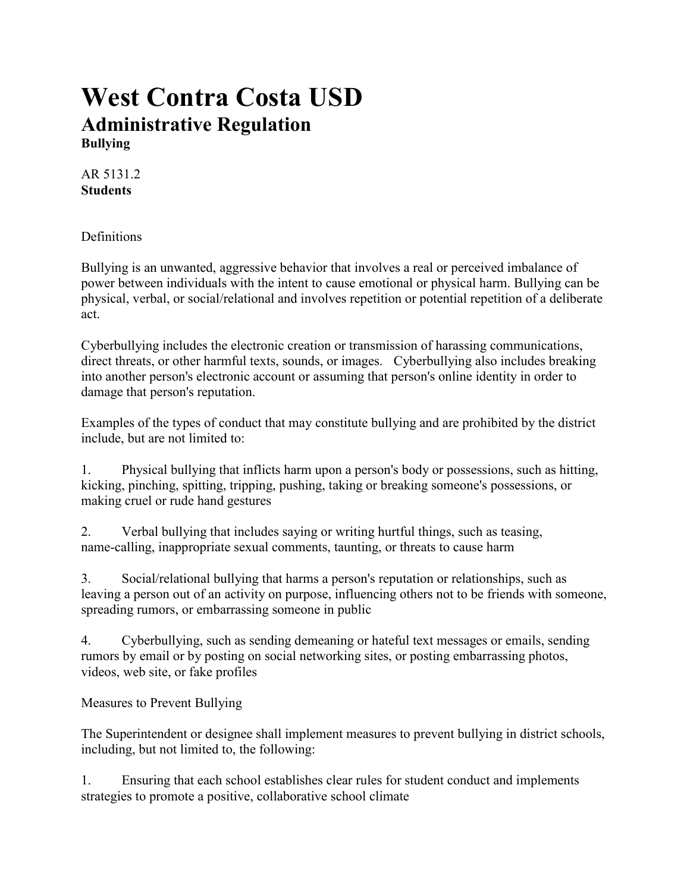# West Contra Costa USD

## Administrative Regulation

**Bullying**

AR 5131.2
**Students**

Definitions

Bullying is an unwanted, aggressive behavior that involves a real or perceived imbalance of power between individuals with the intent to cause emotional or physical harm. Bullying can be physical, verbal, or social/relational and involves repetition or potential repetition of a deliberate act.

Cyberbullying includes the electronic creation or transmission of harassing communications, direct threats, or other harmful texts, sounds, or images. Cyberbullying also includes breaking into another person's electronic account or assuming that person's online identity in order to damage that person's reputation.

Examples of the types of conduct that may constitute bullying and are prohibited by the district include, but are not limited to:

1. Physical bullying that inflicts harm upon a person's body or possessions, such as hitting, kicking, pinching, spitting, tripping, pushing, taking or breaking someone's possessions, or making cruel or rude hand gestures

2. Verbal bullying that includes saying or writing hurtful things, such as teasing, name-calling, inappropriate sexual comments, taunting, or threats to cause harm

3. Social/relational bullying that harms a person's reputation or relationships, such as leaving a person out of an activity on purpose, influencing others not to be friends with someone, spreading rumors, or embarrassing someone in public

4. Cyberbullying, such as sending demeaning or hateful text messages or emails, sending rumors by email or by posting on social networking sites, or posting embarrassing photos, videos, web site, or fake profiles

Measures to Prevent Bullying

The Superintendent or designee shall implement measures to prevent bullying in district schools, including, but not limited to, the following:

1. Ensuring that each school establishes clear rules for student conduct and implements strategies to promote a positive, collaborative school climate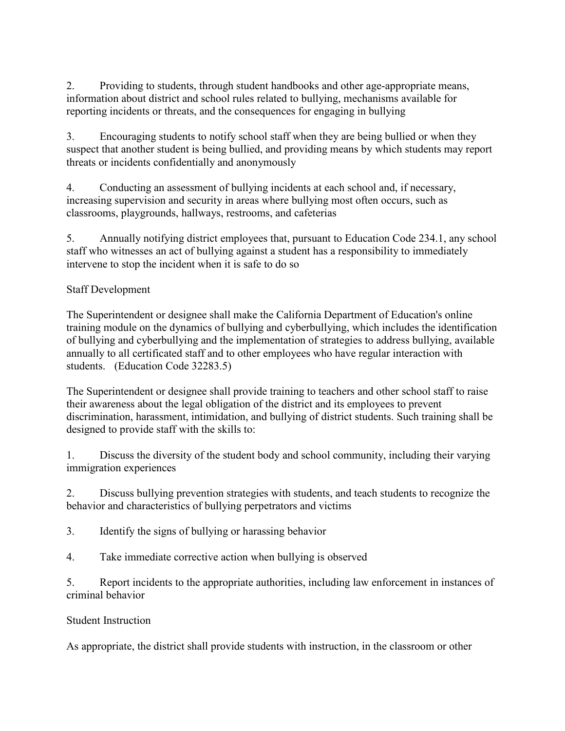2. Providing to students, through student handbooks and other age-appropriate means, information about district and school rules related to bullying, mechanisms available for reporting incidents or threats, and the consequences for engaging in bullying

3. Encouraging students to notify school staff when they are being bullied or when they suspect that another student is being bullied, and providing means by which students may report threats or incidents confidentially and anonymously

4. Conducting an assessment of bullying incidents at each school and, if necessary, increasing supervision and security in areas where bullying most often occurs, such as classrooms, playgrounds, hallways, restrooms, and cafeterias

5. Annually notifying district employees that, pursuant to Education Code 234.1, any school staff who witnesses an act of bullying against a student has a responsibility to immediately intervene to stop the incident when it is safe to do so

Staff Development

The Superintendent or designee shall make the California Department of Education's online training module on the dynamics of bullying and cyberbullying, which includes the identification of bullying and cyberbullying and the implementation of strategies to address bullying, available annually to all certificated staff and to other employees who have regular interaction with students. (Education Code 32283.5)

The Superintendent or designee shall provide training to teachers and other school staff to raise their awareness about the legal obligation of the district and its employees to prevent discrimination, harassment, intimidation, and bullying of district students. Such training shall be designed to provide staff with the skills to:

1. Discuss the diversity of the student body and school community, including their varying immigration experiences

2. Discuss bullying prevention strategies with students, and teach students to recognize the behavior and characteristics of bullying perpetrators and victims

3. Identify the signs of bullying or harassing behavior

4. Take immediate corrective action when bullying is observed

5. Report incidents to the appropriate authorities, including law enforcement in instances of criminal behavior

Student Instruction

As appropriate, the district shall provide students with instruction, in the classroom or other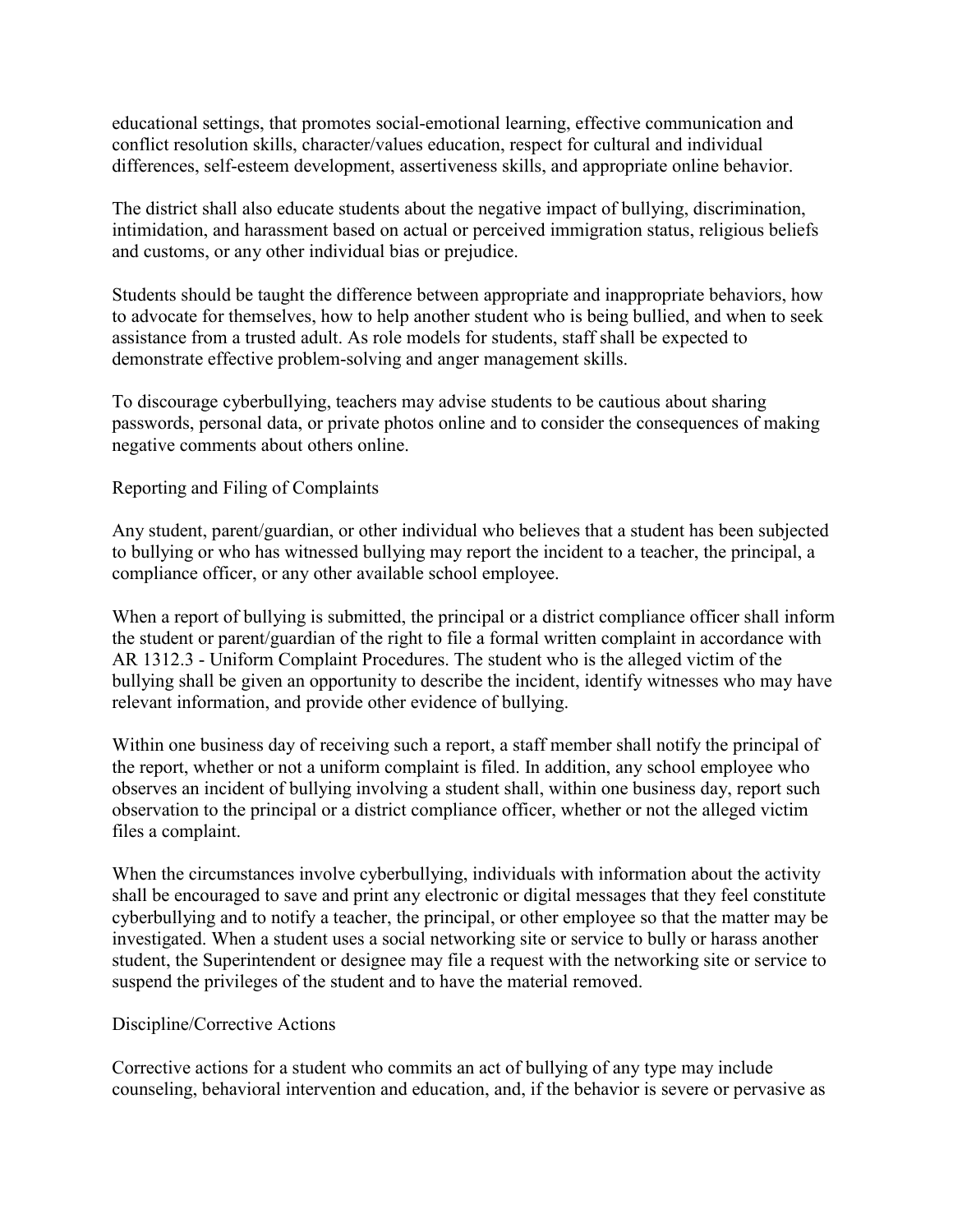educational settings, that promotes social-emotional learning, effective communication and conflict resolution skills, character/values education, respect for cultural and individual differences, self-esteem development, assertiveness skills, and appropriate online behavior.

The district shall also educate students about the negative impact of bullying, discrimination, intimidation, and harassment based on actual or perceived immigration status, religious beliefs and customs, or any other individual bias or prejudice.

Students should be taught the difference between appropriate and inappropriate behaviors, how to advocate for themselves, how to help another student who is being bullied, and when to seek assistance from a trusted adult. As role models for students, staff shall be expected to demonstrate effective problem-solving and anger management skills.

To discourage cyberbullying, teachers may advise students to be cautious about sharing passwords, personal data, or private photos online and to consider the consequences of making negative comments about others online.

## Reporting and Filing of Complaints

Any student, parent/guardian, or other individual who believes that a student has been subjected to bullying or who has witnessed bullying may report the incident to a teacher, the principal, a compliance officer, or any other available school employee.

When a report of bullying is submitted, the principal or a district compliance officer shall inform the student or parent/guardian of the right to file a formal written complaint in accordance with AR 1312.3 - Uniform Complaint Procedures. The student who is the alleged victim of the bullying shall be given an opportunity to describe the incident, identify witnesses who may have relevant information, and provide other evidence of bullying.

Within one business day of receiving such a report, a staff member shall notify the principal of the report, whether or not a uniform complaint is filed. In addition, any school employee who observes an incident of bullying involving a student shall, within one business day, report such observation to the principal or a district compliance officer, whether or not the alleged victim files a complaint.

When the circumstances involve cyberbullying, individuals with information about the activity shall be encouraged to save and print any electronic or digital messages that they feel constitute cyberbullying and to notify a teacher, the principal, or other employee so that the matter may be investigated. When a student uses a social networking site or service to bully or harass another student, the Superintendent or designee may file a request with the networking site or service to suspend the privileges of the student and to have the material removed.

## Discipline/Corrective Actions

Corrective actions for a student who commits an act of bullying of any type may include counseling, behavioral intervention and education, and, if the behavior is severe or pervasive as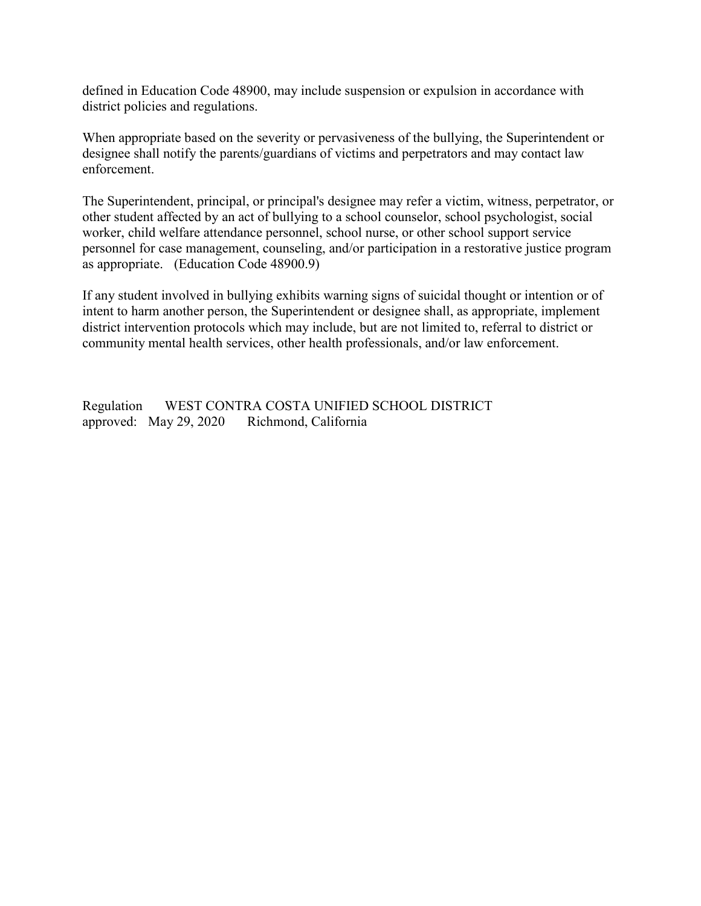defined in Education Code 48900, may include suspension or expulsion in accordance with district policies and regulations.

When appropriate based on the severity or pervasiveness of the bullying, the Superintendent or designee shall notify the parents/guardians of victims and perpetrators and may contact law enforcement.

The Superintendent, principal, or principal's designee may refer a victim, witness, perpetrator, or other student affected by an act of bullying to a school counselor, school psychologist, social worker, child welfare attendance personnel, school nurse, or other school support service personnel for case management, counseling, and/or participation in a restorative justice program as appropriate. (Education Code 48900.9)

If any student involved in bullying exhibits warning signs of suicidal thought or intention or of intent to harm another person, the Superintendent or designee shall, as appropriate, implement district intervention protocols which may include, but are not limited to, referral to district or community mental health services, other health professionals, and/or law enforcement.

Regulation approved: May 29, 2020

WEST CONTRA COSTA UNIFIED SCHOOL DISTRICT
Richmond, California